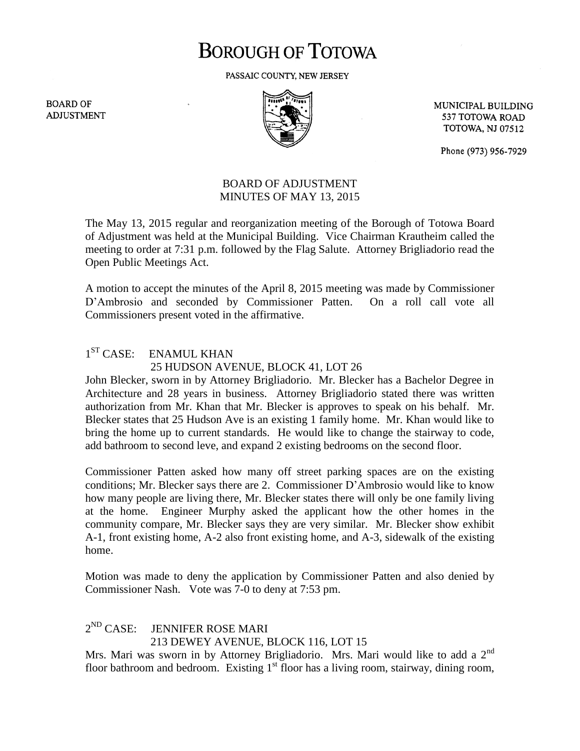# BOROUGH OF TOTOWA

PASSAIC COUNTY, NEW JERSEY

BOARD OF ADJUSTMENT

MUNICIPAL BUILDING
537 TOTOWA ROAD
TOTOWA, NJ 07512

Phone (973) 956-7929

## BOARD OF ADJUSTMENT
## MINUTES OF MAY 13, 2015

The May 13, 2015 regular and reorganization meeting of the Borough of Totowa Board of Adjustment was held at the Municipal Building. Vice Chairman Krautheim called the meeting to order at 7:31 p.m. followed by the Flag Salute. Attorney Brigliadorio read the Open Public Meetings Act.

A motion to accept the minutes of the April 8, 2015 meeting was made by Commissioner D'Ambrosio and seconded by Commissioner Patten. On a roll call vote all Commissioners present voted in the affirmative.

### 1ST CASE: ENAMUL KHAN
25 HUDSON AVENUE, BLOCK 41, LOT 26

John Blecker, sworn in by Attorney Brigliadorio. Mr. Blecker has a Bachelor Degree in Architecture and 28 years in business. Attorney Brigliadorio stated there was written authorization from Mr. Khan that Mr. Blecker is approves to speak on his behalf. Mr. Blecker states that 25 Hudson Ave is an existing 1 family home. Mr. Khan would like to bring the home up to current standards. He would like to change the stairway to code, add bathroom to second leve, and expand 2 existing bedrooms on the second floor.

Commissioner Patten asked how many off street parking spaces are on the existing conditions; Mr. Blecker says there are 2. Commissioner D'Ambrosio would like to know how many people are living there, Mr. Blecker states there will only be one family living at the home. Engineer Murphy asked the applicant how the other homes in the community compare, Mr. Blecker says they are very similar. Mr. Blecker show exhibit A-1, front existing home, A-2 also front existing home, and A-3, sidewalk of the existing home.

Motion was made to deny the application by Commissioner Patten and also denied by Commissioner Nash. Vote was 7-0 to deny at 7:53 pm.

### 2ND CASE: JENNIFER ROSE MARI
213 DEWEY AVENUE, BLOCK 116, LOT 15

Mrs. Mari was sworn in by Attorney Brigliadorio. Mrs. Mari would like to add a 2nd floor bathroom and bedroom. Existing 1st floor has a living room, stairway, dining room,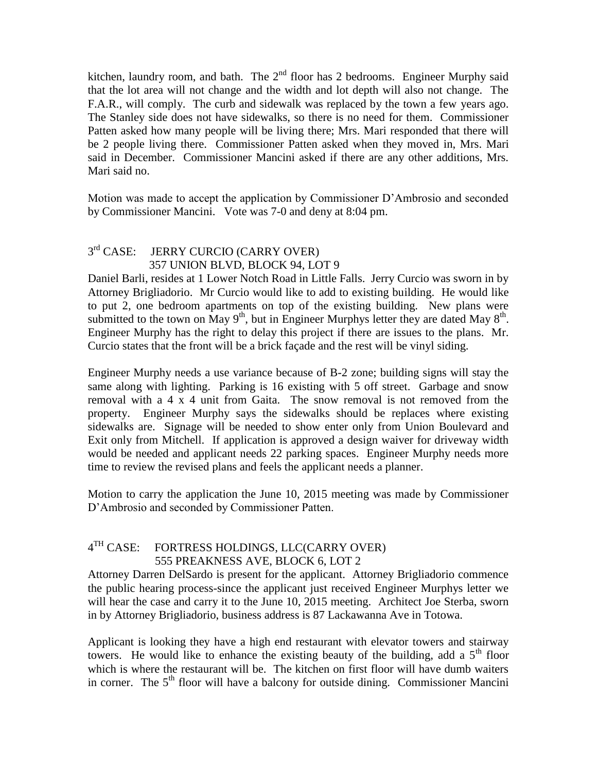kitchen, laundry room, and bath. The 2nd floor has 2 bedrooms. Engineer Murphy said that the lot area will not change and the width and lot depth will also not change. The F.A.R., will comply. The curb and sidewalk was replaced by the town a few years ago. The Stanley side does not have sidewalks, so there is no need for them. Commissioner Patten asked how many people will be living there; Mrs. Mari responded that there will be 2 people living there. Commissioner Patten asked when they moved in, Mrs. Mari said in December. Commissioner Mancini asked if there are any other additions, Mrs. Mari said no.

Motion was made to accept the application by Commissioner D'Ambrosio and seconded by Commissioner Mancini. Vote was 7-0 and deny at 8:04 pm.

3rd CASE: JERRY CURCIO (CARRY OVER)
357 UNION BLVD, BLOCK 94, LOT 9

Daniel Barli, resides at 1 Lower Notch Road in Little Falls. Jerry Curcio was sworn in by Attorney Brigliadorio. Mr Curcio would like to add to existing building. He would like to put 2, one bedroom apartments on top of the existing building. New plans were submitted to the town on May 9th, but in Engineer Murphys letter they are dated May 8th. Engineer Murphy has the right to delay this project if there are issues to the plans. Mr. Curcio states that the front will be a brick façade and the rest will be vinyl siding.

Engineer Murphy needs a use variance because of B-2 zone; building signs will stay the same along with lighting. Parking is 16 existing with 5 off street. Garbage and snow removal with a 4 x 4 unit from Gaita. The snow removal is not removed from the property. Engineer Murphy says the sidewalks should be replaces where existing sidewalks are. Signage will be needed to show enter only from Union Boulevard and Exit only from Mitchell. If application is approved a design waiver for driveway width would be needed and applicant needs 22 parking spaces. Engineer Murphy needs more time to review the revised plans and feels the applicant needs a planner.

Motion to carry the application the June 10, 2015 meeting was made by Commissioner D'Ambrosio and seconded by Commissioner Patten.

4TH CASE: FORTRESS HOLDINGS, LLC(CARRY OVER)
555 PREAKNESS AVE, BLOCK 6, LOT 2

Attorney Darren DelSardo is present for the applicant. Attorney Brigliadorio commence the public hearing process-since the applicant just received Engineer Murphys letter we will hear the case and carry it to the June 10, 2015 meeting. Architect Joe Sterba, sworn in by Attorney Brigliadorio, business address is 87 Lackawanna Ave in Totowa.

Applicant is looking they have a high end restaurant with elevator towers and stairway towers. He would like to enhance the existing beauty of the building, add a 5th floor which is where the restaurant will be. The kitchen on first floor will have dumb waiters in corner. The 5th floor will have a balcony for outside dining. Commissioner Mancini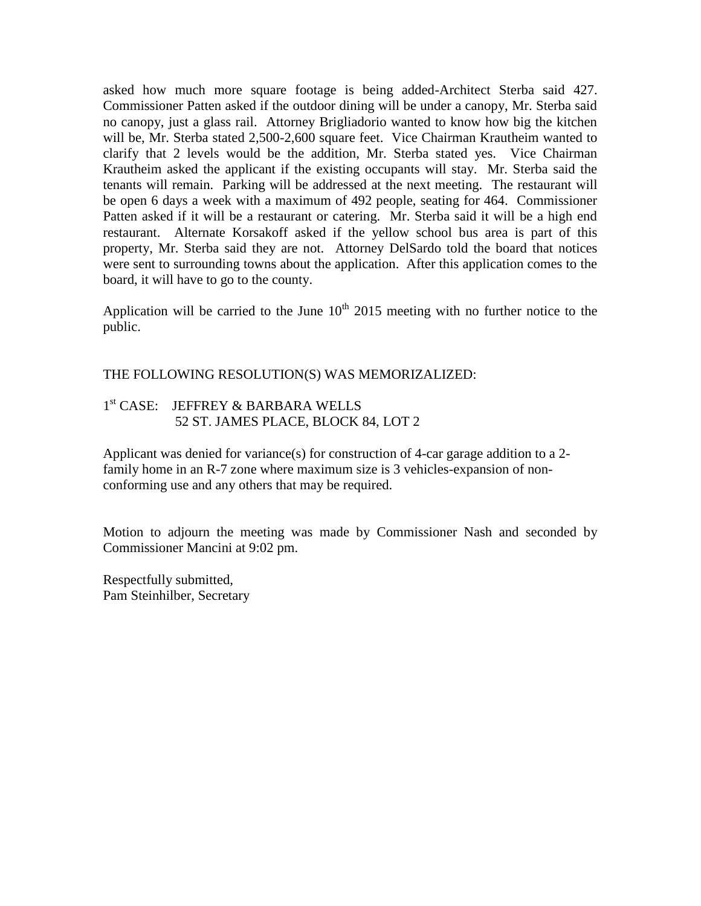asked how much more square footage is being added-Architect Sterba said 427. Commissioner Patten asked if the outdoor dining will be under a canopy, Mr. Sterba said no canopy, just a glass rail. Attorney Brigliadorio wanted to know how big the kitchen will be, Mr. Sterba stated 2,500-2,600 square feet. Vice Chairman Krautheim wanted to clarify that 2 levels would be the addition, Mr. Sterba stated yes. Vice Chairman Krautheim asked the applicant if the existing occupants will stay. Mr. Sterba said the tenants will remain. Parking will be addressed at the next meeting. The restaurant will be open 6 days a week with a maximum of 492 people, seating for 464. Commissioner Patten asked if it will be a restaurant or catering. Mr. Sterba said it will be a high end restaurant. Alternate Korsakoff asked if the yellow school bus area is part of this property, Mr. Sterba said they are not. Attorney DelSardo told the board that notices were sent to surrounding towns about the application. After this application comes to the board, it will have to go to the county.

Application will be carried to the June 10th 2015 meeting with no further notice to the public.

THE FOLLOWING RESOLUTION(S) WAS MEMORIZALIZED:

1st CASE: JEFFREY & BARBARA WELLS
52 ST. JAMES PLACE, BLOCK 84, LOT 2

Applicant was denied for variance(s) for construction of 4-car garage addition to a 2-family home in an R-7 zone where maximum size is 3 vehicles-expansion of non-conforming use and any others that may be required.

Motion to adjourn the meeting was made by Commissioner Nash and seconded by Commissioner Mancini at 9:02 pm.

Respectfully submitted,
Pam Steinhilber, Secretary